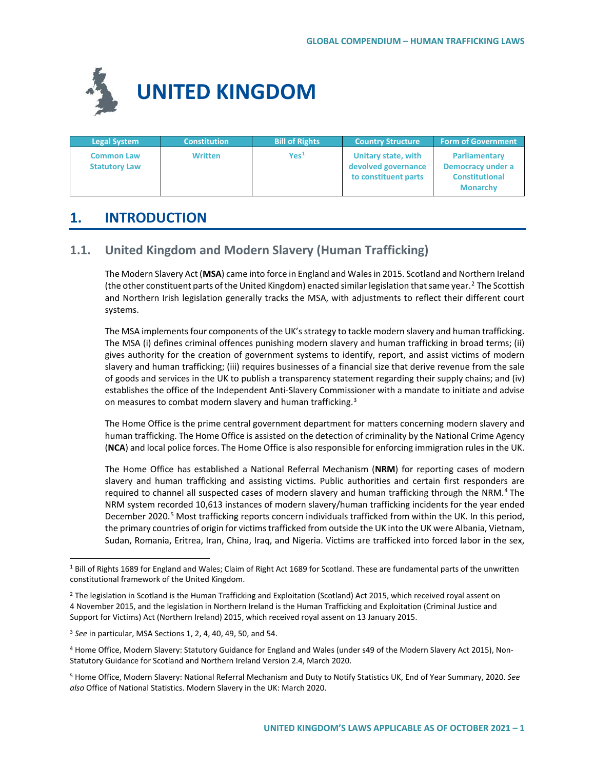# UNITED KINGDOM

| Legal System | Constitution | Bill of Rights | Country Structure | Form of Government |
| --- | --- | --- | --- | --- |
| Common Law Statutory Law | Written | Yes[1] | Unitary state, with devolved governance to constituent parts | Parliamentary Democracy under a Constitutional Monarchy |

## 1. INTRODUCTION

### 1.1. United Kingdom and Modern Slavery (Human Trafficking)

The Modern Slavery Act (**MSA**) came into force in England and Wales in 2015. Scotland and Northern Ireland (the other constituent parts of the United Kingdom) enacted similar legislation that same year.[2] The Scottish and Northern Irish legislation generally tracks the MSA, with adjustments to reflect their different court systems.

The MSA implements four components of the UK's strategy to tackle modern slavery and human trafficking. The MSA (i) defines criminal offences punishing modern slavery and human trafficking in broad terms; (ii) gives authority for the creation of government systems to identify, report, and assist victims of modern slavery and human trafficking; (iii) requires businesses of a financial size that derive revenue from the sale of goods and services in the UK to publish a transparency statement regarding their supply chains; and (iv) establishes the office of the Independent Anti-Slavery Commissioner with a mandate to initiate and advise on measures to combat modern slavery and human trafficking.[3]

The Home Office is the prime central government department for matters concerning modern slavery and human trafficking. The Home Office is assisted on the detection of criminality by the National Crime Agency (**NCA**) and local police forces. The Home Office is also responsible for enforcing immigration rules in the UK.

The Home Office has established a National Referral Mechanism (**NRM**) for reporting cases of modern slavery and human trafficking and assisting victims. Public authorities and certain first responders are required to channel all suspected cases of modern slavery and human trafficking through the NRM.[4] The NRM system recorded 10,613 instances of modern slavery/human trafficking incidents for the year ended December 2020.[5] Most trafficking reports concern individuals trafficked from within the UK. In this period, the primary countries of origin for victims trafficked from outside the UK into the UK were Albania, Vietnam, Sudan, Romania, Eritrea, Iran, China, Iraq, and Nigeria. Victims are trafficked into forced labor in the sex,

---

[1] Bill of Rights 1689 for England and Wales; Claim of Right Act 1689 for Scotland. These are fundamental parts of the unwritten constitutional framework of the United Kingdom.

[2] The legislation in Scotland is the Human Trafficking and Exploitation (Scotland) Act 2015, which received royal assent on 4 November 2015, and the legislation in Northern Ireland is the Human Trafficking and Exploitation (Criminal Justice and Support for Victims) Act (Northern Ireland) 2015, which received royal assent on 13 January 2015.

[3] *See* in particular, MSA Sections 1, 2, 4, 40, 49, 50, and 54.

[4] Home Office, Modern Slavery: Statutory Guidance for England and Wales (under s49 of the Modern Slavery Act 2015), Non-Statutory Guidance for Scotland and Northern Ireland Version 2.4, March 2020.

[5] Home Office, Modern Slavery: National Referral Mechanism and Duty to Notify Statistics UK, End of Year Summary, 2020. *See also* Office of National Statistics. Modern Slavery in the UK: March 2020.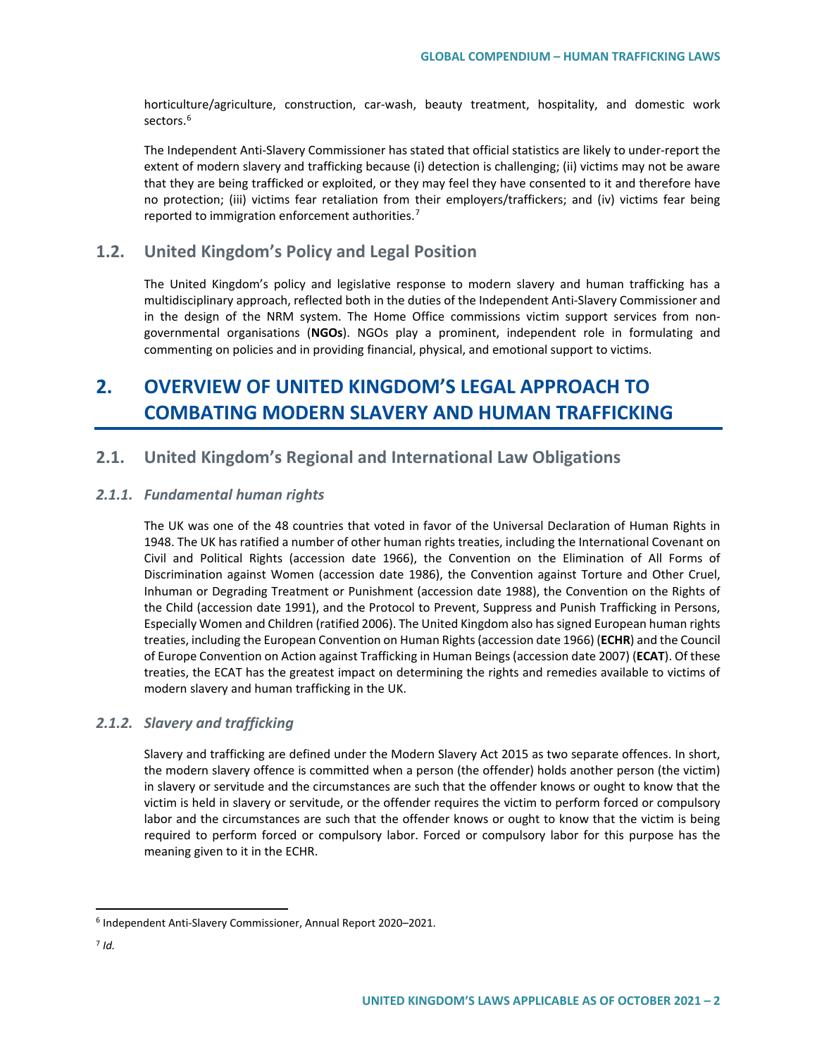horticulture/agriculture, construction, car-wash, beauty treatment, hospitality, and domestic work sectors.[6]

The Independent Anti-Slavery Commissioner has stated that official statistics are likely to under-report the extent of modern slavery and trafficking because (i) detection is challenging; (ii) victims may not be aware that they are being trafficked or exploited, or they may feel they have consented to it and therefore have no protection; (iii) victims fear retaliation from their employers/traffickers; and (iv) victims fear being reported to immigration enforcement authorities.[7]

## 1.2. United Kingdom's Policy and Legal Position

The United Kingdom's policy and legislative response to modern slavery and human trafficking has a multidisciplinary approach, reflected both in the duties of the Independent Anti-Slavery Commissioner and in the design of the NRM system. The Home Office commissions victim support services from non-governmental organisations (**NGOs**). NGOs play a prominent, independent role in formulating and commenting on policies and in providing financial, physical, and emotional support to victims.

# 2. OVERVIEW OF UNITED KINGDOM'S LEGAL APPROACH TO COMBATING MODERN SLAVERY AND HUMAN TRAFFICKING

## 2.1. United Kingdom's Regional and International Law Obligations

### *2.1.1. Fundamental human rights*

The UK was one of the 48 countries that voted in favor of the Universal Declaration of Human Rights in 1948. The UK has ratified a number of other human rights treaties, including the International Covenant on Civil and Political Rights (accession date 1966), the Convention on the Elimination of All Forms of Discrimination against Women (accession date 1986), the Convention against Torture and Other Cruel, Inhuman or Degrading Treatment or Punishment (accession date 1988), the Convention on the Rights of the Child (accession date 1991), and the Protocol to Prevent, Suppress and Punish Trafficking in Persons, Especially Women and Children (ratified 2006). The United Kingdom also has signed European human rights treaties, including the European Convention on Human Rights (accession date 1966) (**ECHR**) and the Council of Europe Convention on Action against Trafficking in Human Beings (accession date 2007) (**ECAT**). Of these treaties, the ECAT has the greatest impact on determining the rights and remedies available to victims of modern slavery and human trafficking in the UK.

### *2.1.2. Slavery and trafficking*

Slavery and trafficking are defined under the Modern Slavery Act 2015 as two separate offences. In short, the modern slavery offence is committed when a person (the offender) holds another person (the victim) in slavery or servitude and the circumstances are such that the offender knows or ought to know that the victim is held in slavery or servitude, or the offender requires the victim to perform forced or compulsory labor and the circumstances are such that the offender knows or ought to know that the victim is being required to perform forced or compulsory labor. Forced or compulsory labor for this purpose has the meaning given to it in the ECHR.

---

[6] Independent Anti-Slavery Commissioner, Annual Report 2020–2021.

[7] *Id.*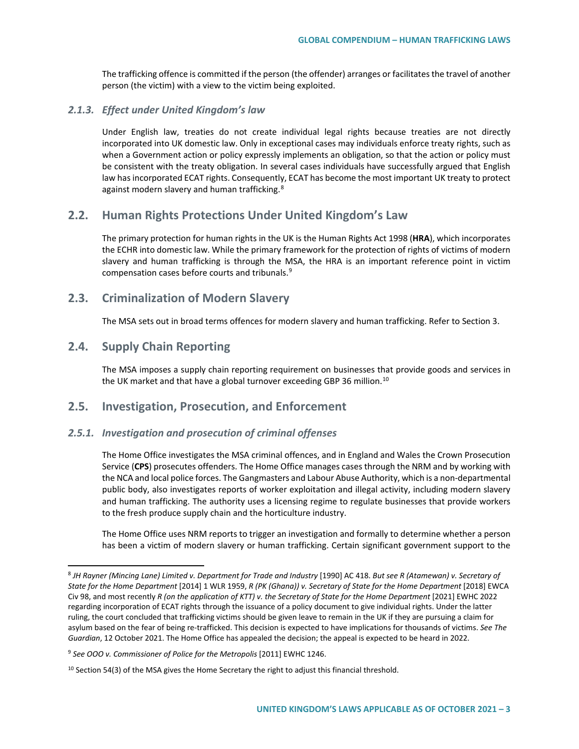The trafficking offence is committed if the person (the offender) arranges or facilitates the travel of another person (the victim) with a view to the victim being exploited.

### *2.1.3. Effect under United Kingdom's law*

Under English law, treaties do not create individual legal rights because treaties are not directly incorporated into UK domestic law. Only in exceptional cases may individuals enforce treaty rights, such as when a Government action or policy expressly implements an obligation, so that the action or policy must be consistent with the treaty obligation. In several cases individuals have successfully argued that English law has incorporated ECAT rights. Consequently, ECAT has become the most important UK treaty to protect against modern slavery and human trafficking.[8]

## 2.2. Human Rights Protections Under United Kingdom's Law

The primary protection for human rights in the UK is the Human Rights Act 1998 (**HRA**), which incorporates the ECHR into domestic law. While the primary framework for the protection of rights of victims of modern slavery and human trafficking is through the MSA, the HRA is an important reference point in victim compensation cases before courts and tribunals.[9]

## 2.3. Criminalization of Modern Slavery

The MSA sets out in broad terms offences for modern slavery and human trafficking. Refer to Section 3.

## 2.4. Supply Chain Reporting

The MSA imposes a supply chain reporting requirement on businesses that provide goods and services in the UK market and that have a global turnover exceeding GBP 36 million.[10]

## 2.5. Investigation, Prosecution, and Enforcement

### *2.5.1. Investigation and prosecution of criminal offenses*

The Home Office investigates the MSA criminal offences, and in England and Wales the Crown Prosecution Service (**CPS**) prosecutes offenders. The Home Office manages cases through the NRM and by working with the NCA and local police forces. The Gangmasters and Labour Abuse Authority, which is a non-departmental public body, also investigates reports of worker exploitation and illegal activity, including modern slavery and human trafficking. The authority uses a licensing regime to regulate businesses that provide workers to the fresh produce supply chain and the horticulture industry.

The Home Office uses NRM reports to trigger an investigation and formally to determine whether a person has been a victim of modern slavery or human trafficking. Certain significant government support to the

---

[8] *JH Rayner (Mincing Lane) Limited v. Department for Trade and Industry* [1990] AC 418. *But see R (Atamewan) v. Secretary of State for the Home Department* [2014] 1 WLR 1959, *R (PK (Ghana)) v. Secretary of State for the Home Department* [2018] EWCA Civ 98, and most recently *R (on the application of KTT) v. the Secretary of State for the Home Department* [2021] EWHC 2022 regarding incorporation of ECAT rights through the issuance of a policy document to give individual rights. Under the latter ruling, the court concluded that trafficking victims should be given leave to remain in the UK if they are pursuing a claim for asylum based on the fear of being re-trafficked. This decision is expected to have implications for thousands of victims. *See The Guardian*, 12 October 2021. The Home Office has appealed the decision; the appeal is expected to be heard in 2022.

[9] *See OOO v. Commissioner of Police for the Metropolis* [2011] EWHC 1246.

[10] Section 54(3) of the MSA gives the Home Secretary the right to adjust this financial threshold.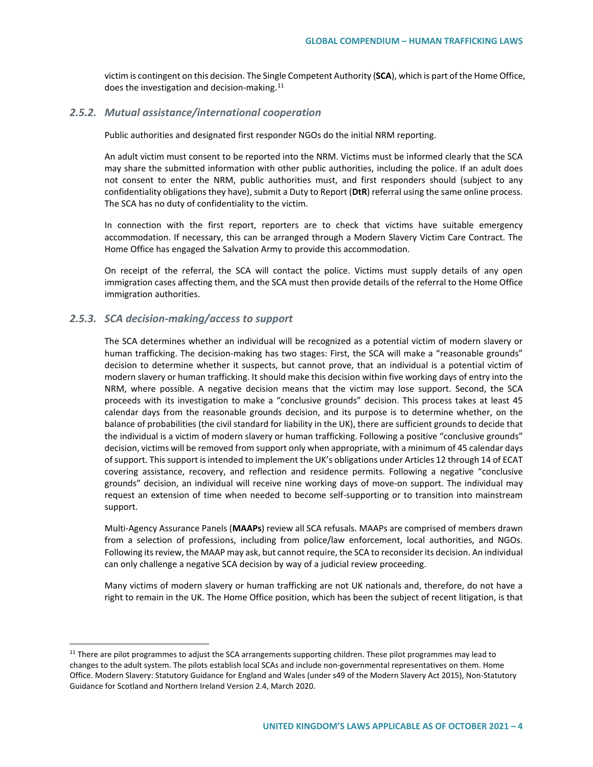victim is contingent on this decision. The Single Competent Authority (**SCA**), which is part of the Home Office, does the investigation and decision-making.[11]

### *2.5.2. Mutual assistance/international cooperation*

Public authorities and designated first responder NGOs do the initial NRM reporting.

An adult victim must consent to be reported into the NRM. Victims must be informed clearly that the SCA may share the submitted information with other public authorities, including the police. If an adult does not consent to enter the NRM, public authorities must, and first responders should (subject to any confidentiality obligations they have), submit a Duty to Report (**DtR**) referral using the same online process. The SCA has no duty of confidentiality to the victim.

In connection with the first report, reporters are to check that victims have suitable emergency accommodation. If necessary, this can be arranged through a Modern Slavery Victim Care Contract. The Home Office has engaged the Salvation Army to provide this accommodation.

On receipt of the referral, the SCA will contact the police. Victims must supply details of any open immigration cases affecting them, and the SCA must then provide details of the referral to the Home Office immigration authorities.

### *2.5.3. SCA decision-making/access to support*

The SCA determines whether an individual will be recognized as a potential victim of modern slavery or human trafficking. The decision-making has two stages: First, the SCA will make a "reasonable grounds" decision to determine whether it suspects, but cannot prove, that an individual is a potential victim of modern slavery or human trafficking. It should make this decision within five working days of entry into the NRM, where possible. A negative decision means that the victim may lose support. Second, the SCA proceeds with its investigation to make a "conclusive grounds" decision. This process takes at least 45 calendar days from the reasonable grounds decision, and its purpose is to determine whether, on the balance of probabilities (the civil standard for liability in the UK), there are sufficient grounds to decide that the individual is a victim of modern slavery or human trafficking. Following a positive "conclusive grounds" decision, victims will be removed from support only when appropriate, with a minimum of 45 calendar days of support. This support is intended to implement the UK's obligations under Articles 12 through 14 of ECAT covering assistance, recovery, and reflection and residence permits. Following a negative "conclusive grounds" decision, an individual will receive nine working days of move-on support. The individual may request an extension of time when needed to become self-supporting or to transition into mainstream support.

Multi-Agency Assurance Panels (**MAAPs**) review all SCA refusals. MAAPs are comprised of members drawn from a selection of professions, including from police/law enforcement, local authorities, and NGOs. Following its review, the MAAP may ask, but cannot require, the SCA to reconsider its decision. An individual can only challenge a negative SCA decision by way of a judicial review proceeding.

Many victims of modern slavery or human trafficking are not UK nationals and, therefore, do not have a right to remain in the UK. The Home Office position, which has been the subject of recent litigation, is that

---

[11] There are pilot programmes to adjust the SCA arrangements supporting children. These pilot programmes may lead to changes to the adult system. The pilots establish local SCAs and include non-governmental representatives on them. Home Office. Modern Slavery: Statutory Guidance for England and Wales (under s49 of the Modern Slavery Act 2015), Non-Statutory Guidance for Scotland and Northern Ireland Version 2.4, March 2020.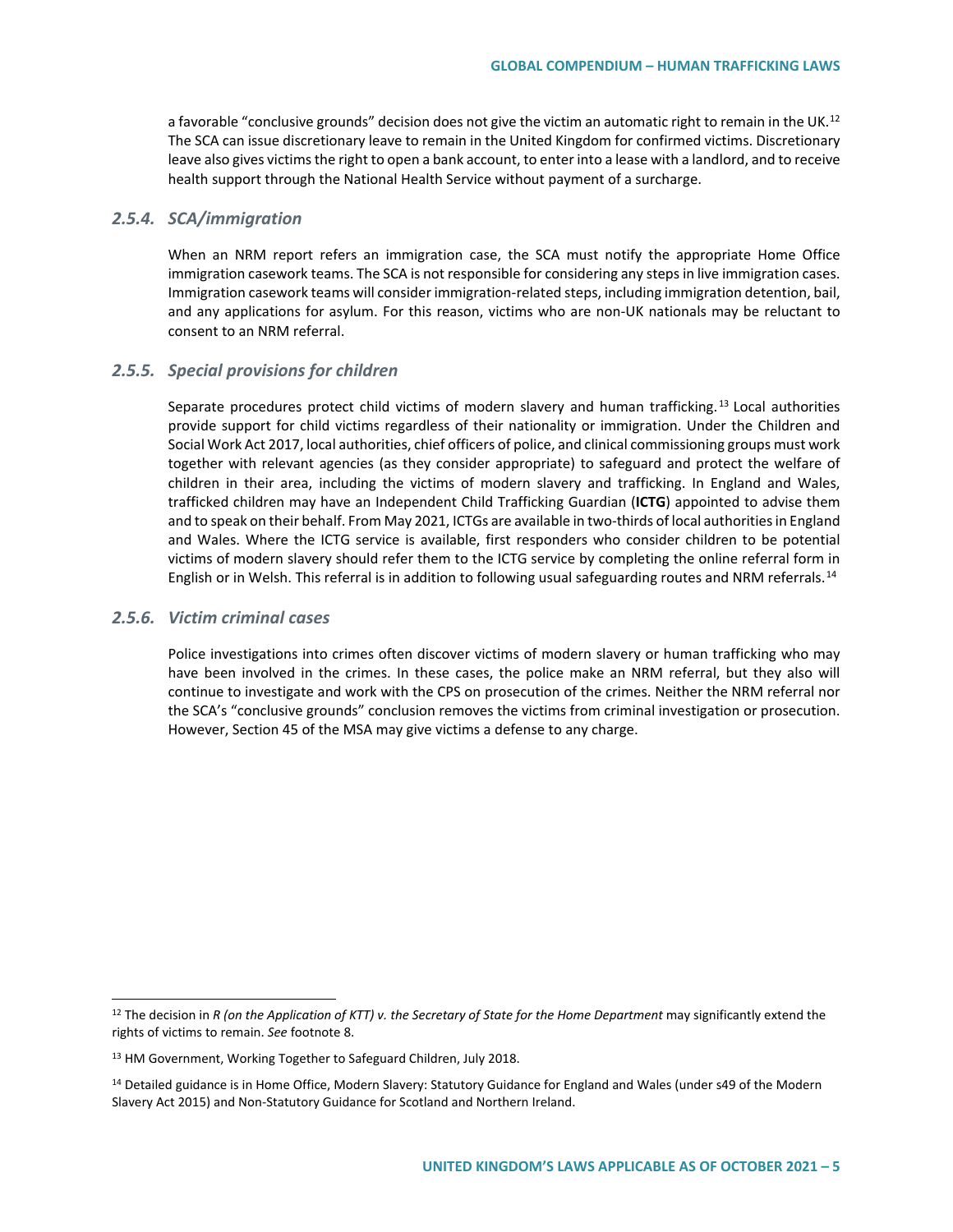a favorable "conclusive grounds" decision does not give the victim an automatic right to remain in the UK.[12] The SCA can issue discretionary leave to remain in the United Kingdom for confirmed victims. Discretionary leave also gives victims the right to open a bank account, to enter into a lease with a landlord, and to receive health support through the National Health Service without payment of a surcharge.

### *2.5.4. SCA/immigration*

When an NRM report refers an immigration case, the SCA must notify the appropriate Home Office immigration casework teams. The SCA is not responsible for considering any steps in live immigration cases. Immigration casework teams will consider immigration-related steps, including immigration detention, bail, and any applications for asylum. For this reason, victims who are non-UK nationals may be reluctant to consent to an NRM referral.

### *2.5.5. Special provisions for children*

Separate procedures protect child victims of modern slavery and human trafficking.[13] Local authorities provide support for child victims regardless of their nationality or immigration. Under the Children and Social Work Act 2017, local authorities, chief officers of police, and clinical commissioning groups must work together with relevant agencies (as they consider appropriate) to safeguard and protect the welfare of children in their area, including the victims of modern slavery and trafficking. In England and Wales, trafficked children may have an Independent Child Trafficking Guardian (**ICTG**) appointed to advise them and to speak on their behalf. From May 2021, ICTGs are available in two-thirds of local authorities in England and Wales. Where the ICTG service is available, first responders who consider children to be potential victims of modern slavery should refer them to the ICTG service by completing the online referral form in English or in Welsh. This referral is in addition to following usual safeguarding routes and NRM referrals.[14]

### *2.5.6. Victim criminal cases*

Police investigations into crimes often discover victims of modern slavery or human trafficking who may have been involved in the crimes. In these cases, the police make an NRM referral, but they also will continue to investigate and work with the CPS on prosecution of the crimes. Neither the NRM referral nor the SCA's "conclusive grounds" conclusion removes the victims from criminal investigation or prosecution. However, Section 45 of the MSA may give victims a defense to any charge.

---

[12] The decision in *R (on the Application of KTT) v. the Secretary of State for the Home Department* may significantly extend the rights of victims to remain. *See* footnote 8.

[13] HM Government, Working Together to Safeguard Children, July 2018.

[14] Detailed guidance is in Home Office, Modern Slavery: Statutory Guidance for England and Wales (under s49 of the Modern Slavery Act 2015) and Non-Statutory Guidance for Scotland and Northern Ireland.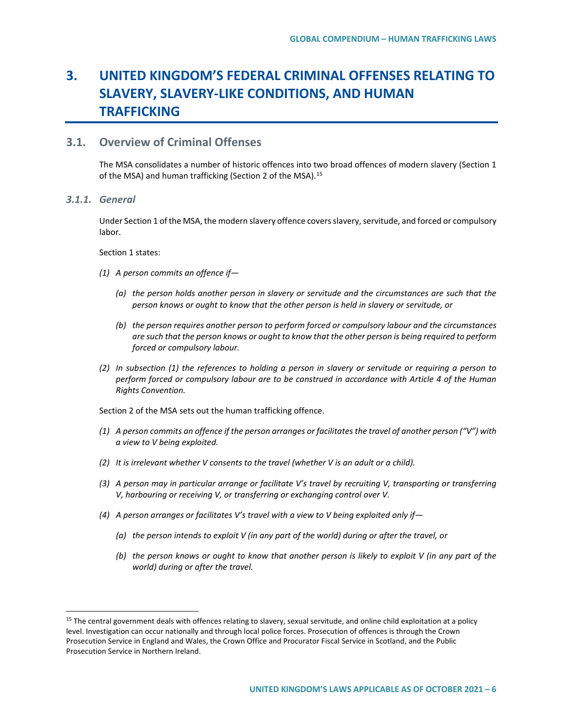# 3. UNITED KINGDOM'S FEDERAL CRIMINAL OFFENSES RELATING TO SLAVERY, SLAVERY-LIKE CONDITIONS, AND HUMAN TRAFFICKING

## 3.1. Overview of Criminal Offenses

The MSA consolidates a number of historic offences into two broad offences of modern slavery (Section 1 of the MSA) and human trafficking (Section 2 of the MSA).[15]

### *3.1.1. General*

Under Section 1 of the MSA, the modern slavery offence covers slavery, servitude, and forced or compulsory labor.

Section 1 states:

*(1) A person commits an offence if—*

*(a) the person holds another person in slavery or servitude and the circumstances are such that the person knows or ought to know that the other person is held in slavery or servitude, or*

*(b) the person requires another person to perform forced or compulsory labour and the circumstances are such that the person knows or ought to know that the other person is being required to perform forced or compulsory labour.*

*(2) In subsection (1) the references to holding a person in slavery or servitude or requiring a person to perform forced or compulsory labour are to be construed in accordance with Article 4 of the Human Rights Convention.*

Section 2 of the MSA sets out the human trafficking offence.

*(1) A person commits an offence if the person arranges or facilitates the travel of another person ("V") with a view to V being exploited.*

*(2) It is irrelevant whether V consents to the travel (whether V is an adult or a child).*

*(3) A person may in particular arrange or facilitate V's travel by recruiting V, transporting or transferring V, harbouring or receiving V, or transferring or exchanging control over V.*

*(4) A person arranges or facilitates V's travel with a view to V being exploited only if—*

*(a) the person intends to exploit V (in any part of the world) during or after the travel, or*

*(b) the person knows or ought to know that another person is likely to exploit V (in any part of the world) during or after the travel.*

---

[15] The central government deals with offences relating to slavery, sexual servitude, and online child exploitation at a policy level. Investigation can occur nationally and through local police forces. Prosecution of offences is through the Crown Prosecution Service in England and Wales, the Crown Office and Procurator Fiscal Service in Scotland, and the Public Prosecution Service in Northern Ireland.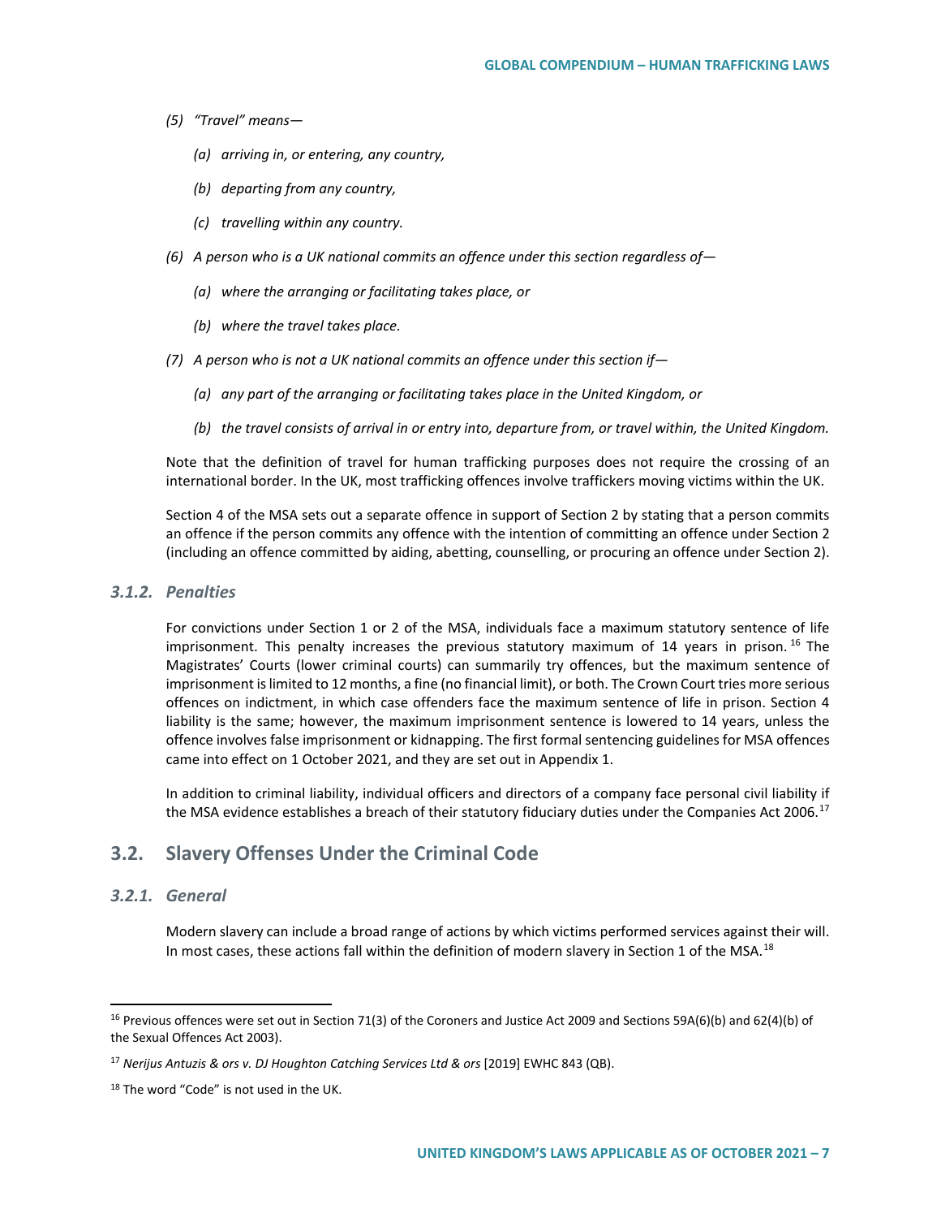*(5) "Travel" means—*

*(a) arriving in, or entering, any country,*

*(b) departing from any country,*

*(c) travelling within any country.*

*(6) A person who is a UK national commits an offence under this section regardless of—*

*(a) where the arranging or facilitating takes place, or*

*(b) where the travel takes place.*

*(7) A person who is not a UK national commits an offence under this section if—*

*(a) any part of the arranging or facilitating takes place in the United Kingdom, or*

*(b) the travel consists of arrival in or entry into, departure from, or travel within, the United Kingdom.*

Note that the definition of travel for human trafficking purposes does not require the crossing of an international border. In the UK, most trafficking offences involve traffickers moving victims within the UK.

Section 4 of the MSA sets out a separate offence in support of Section 2 by stating that a person commits an offence if the person commits any offence with the intention of committing an offence under Section 2 (including an offence committed by aiding, abetting, counselling, or procuring an offence under Section 2).

### *3.1.2. Penalties*

For convictions under Section 1 or 2 of the MSA, individuals face a maximum statutory sentence of life imprisonment. This penalty increases the previous statutory maximum of 14 years in prison.[16] The Magistrates' Courts (lower criminal courts) can summarily try offences, but the maximum sentence of imprisonment is limited to 12 months, a fine (no financial limit), or both. The Crown Court tries more serious offences on indictment, in which case offenders face the maximum sentence of life in prison. Section 4 liability is the same; however, the maximum imprisonment sentence is lowered to 14 years, unless the offence involves false imprisonment or kidnapping. The first formal sentencing guidelines for MSA offences came into effect on 1 October 2021, and they are set out in Appendix 1.

In addition to criminal liability, individual officers and directors of a company face personal civil liability if the MSA evidence establishes a breach of their statutory fiduciary duties under the Companies Act 2006.[17]

## 3.2. Slavery Offenses Under the Criminal Code

### *3.2.1. General*

Modern slavery can include a broad range of actions by which victims performed services against their will. In most cases, these actions fall within the definition of modern slavery in Section 1 of the MSA.[18]

---

[16] Previous offences were set out in Section 71(3) of the Coroners and Justice Act 2009 and Sections 59A(6)(b) and 62(4)(b) of the Sexual Offences Act 2003).

[17] *Nerijus Antuzis & ors v. DJ Houghton Catching Services Ltd & ors* [2019] EWHC 843 (QB).

[18] The word "Code" is not used in the UK.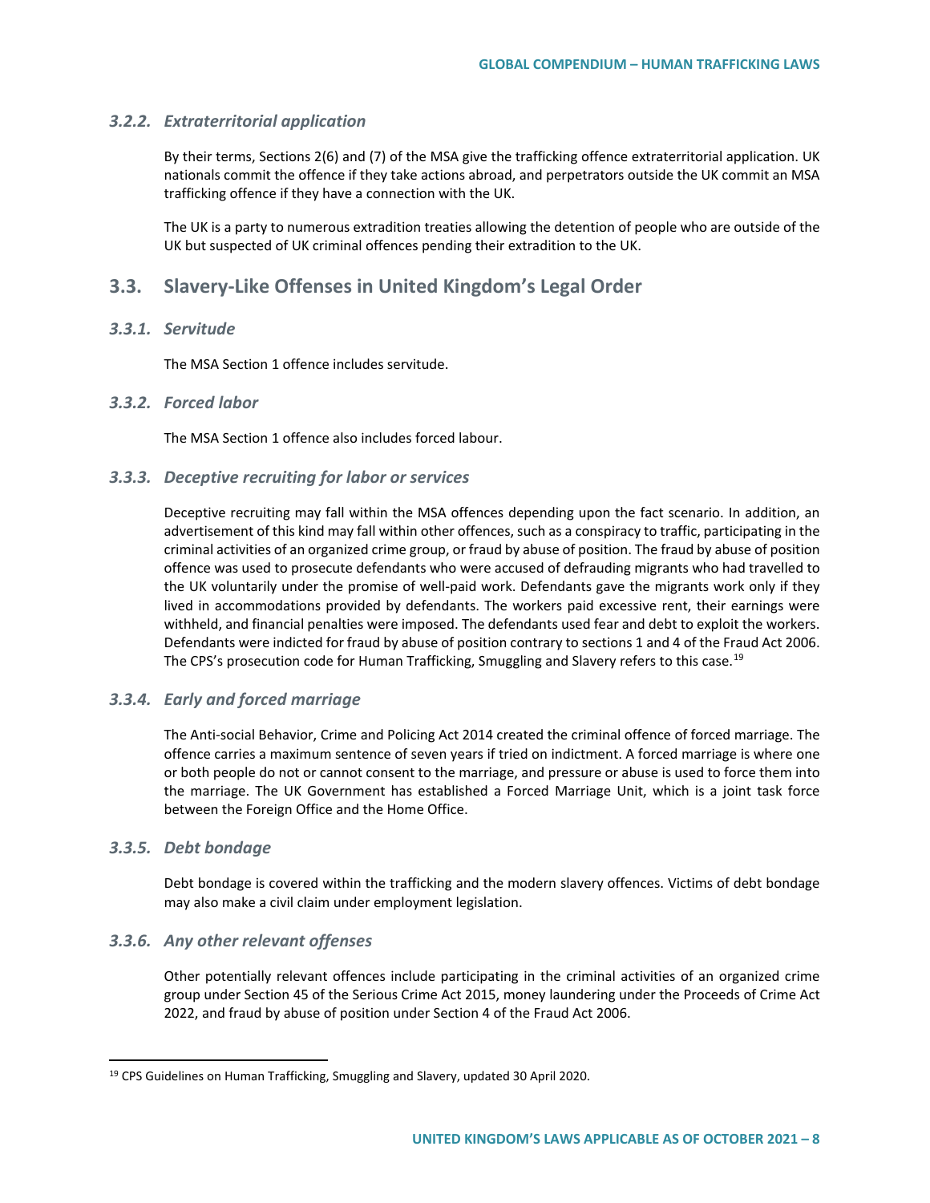### 3.2.2. Extraterritorial application

By their terms, Sections 2(6) and (7) of the MSA give the trafficking offence extraterritorial application. UK nationals commit the offence if they take actions abroad, and perpetrators outside the UK commit an MSA trafficking offence if they have a connection with the UK.

The UK is a party to numerous extradition treaties allowing the detention of people who are outside of the UK but suspected of UK criminal offences pending their extradition to the UK.

## 3.3. Slavery-Like Offenses in United Kingdom's Legal Order

### 3.3.1. Servitude

The MSA Section 1 offence includes servitude.

### 3.3.2. Forced labor

The MSA Section 1 offence also includes forced labour.

### 3.3.3. Deceptive recruiting for labor or services

Deceptive recruiting may fall within the MSA offences depending upon the fact scenario. In addition, an advertisement of this kind may fall within other offences, such as a conspiracy to traffic, participating in the criminal activities of an organized crime group, or fraud by abuse of position. The fraud by abuse of position offence was used to prosecute defendants who were accused of defrauding migrants who had travelled to the UK voluntarily under the promise of well-paid work. Defendants gave the migrants work only if they lived in accommodations provided by defendants. The workers paid excessive rent, their earnings were withheld, and financial penalties were imposed. The defendants used fear and debt to exploit the workers. Defendants were indicted for fraud by abuse of position contrary to sections 1 and 4 of the Fraud Act 2006. The CPS's prosecution code for Human Trafficking, Smuggling and Slavery refers to this case.[19]

### 3.3.4. Early and forced marriage

The Anti-social Behavior, Crime and Policing Act 2014 created the criminal offence of forced marriage. The offence carries a maximum sentence of seven years if tried on indictment. A forced marriage is where one or both people do not or cannot consent to the marriage, and pressure or abuse is used to force them into the marriage. The UK Government has established a Forced Marriage Unit, which is a joint task force between the Foreign Office and the Home Office.

### 3.3.5. Debt bondage

Debt bondage is covered within the trafficking and the modern slavery offences. Victims of debt bondage may also make a civil claim under employment legislation.

### 3.3.6. Any other relevant offenses

Other potentially relevant offences include participating in the criminal activities of an organized crime group under Section 45 of the Serious Crime Act 2015, money laundering under the Proceeds of Crime Act 2022, and fraud by abuse of position under Section 4 of the Fraud Act 2006.

---

[19] CPS Guidelines on Human Trafficking, Smuggling and Slavery, updated 30 April 2020.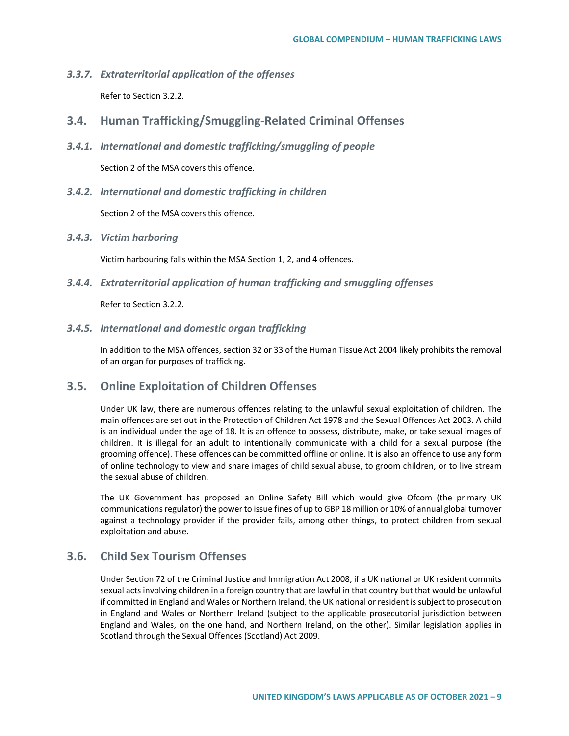#### *3.3.7. Extraterritorial application of the offenses*

Refer to Section 3.2.2.

## 3.4. Human Trafficking/Smuggling-Related Criminal Offenses

#### *3.4.1. International and domestic trafficking/smuggling of people*

Section 2 of the MSA covers this offence.

#### *3.4.2. International and domestic trafficking in children*

Section 2 of the MSA covers this offence.

#### *3.4.3. Victim harboring*

Victim harbouring falls within the MSA Section 1, 2, and 4 offences.

#### *3.4.4. Extraterritorial application of human trafficking and smuggling offenses*

Refer to Section 3.2.2.

#### *3.4.5. International and domestic organ trafficking*

In addition to the MSA offences, section 32 or 33 of the Human Tissue Act 2004 likely prohibits the removal of an organ for purposes of trafficking.

## 3.5. Online Exploitation of Children Offenses

Under UK law, there are numerous offences relating to the unlawful sexual exploitation of children. The main offences are set out in the Protection of Children Act 1978 and the Sexual Offences Act 2003. A child is an individual under the age of 18. It is an offence to possess, distribute, make, or take sexual images of children. It is illegal for an adult to intentionally communicate with a child for a sexual purpose (the grooming offence). These offences can be committed offline or online. It is also an offence to use any form of online technology to view and share images of child sexual abuse, to groom children, or to live stream the sexual abuse of children.

The UK Government has proposed an Online Safety Bill which would give Ofcom (the primary UK communications regulator) the power to issue fines of up to GBP 18 million or 10% of annual global turnover against a technology provider if the provider fails, among other things, to protect children from sexual exploitation and abuse.

## 3.6. Child Sex Tourism Offenses

Under Section 72 of the Criminal Justice and Immigration Act 2008, if a UK national or UK resident commits sexual acts involving children in a foreign country that are lawful in that country but that would be unlawful if committed in England and Wales or Northern Ireland, the UK national or resident is subject to prosecution in England and Wales or Northern Ireland (subject to the applicable prosecutorial jurisdiction between England and Wales, on the one hand, and Northern Ireland, on the other). Similar legislation applies in Scotland through the Sexual Offences (Scotland) Act 2009.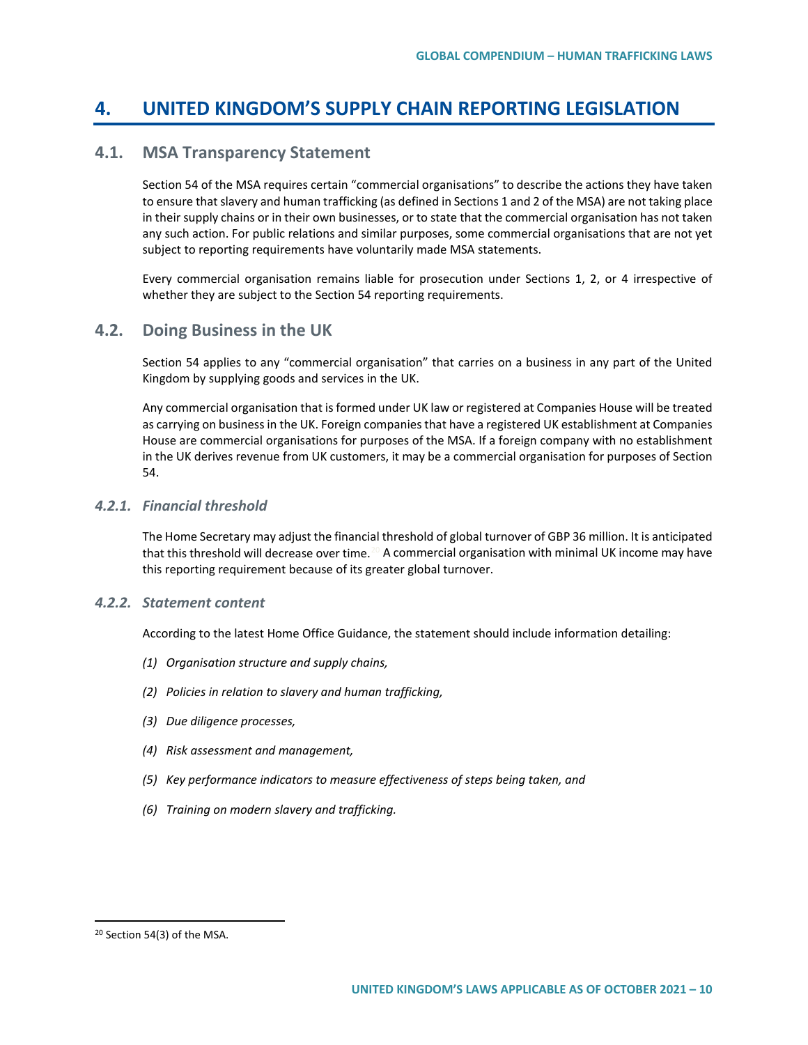# 4. UNITED KINGDOM'S SUPPLY CHAIN REPORTING LEGISLATION

## 4.1. MSA Transparency Statement

Section 54 of the MSA requires certain "commercial organisations" to describe the actions they have taken to ensure that slavery and human trafficking (as defined in Sections 1 and 2 of the MSA) are not taking place in their supply chains or in their own businesses, or to state that the commercial organisation has not taken any such action. For public relations and similar purposes, some commercial organisations that are not yet subject to reporting requirements have voluntarily made MSA statements.

Every commercial organisation remains liable for prosecution under Sections 1, 2, or 4 irrespective of whether they are subject to the Section 54 reporting requirements.

## 4.2. Doing Business in the UK

Section 54 applies to any "commercial organisation" that carries on a business in any part of the United Kingdom by supplying goods and services in the UK.

Any commercial organisation that is formed under UK law or registered at Companies House will be treated as carrying on business in the UK. Foreign companies that have a registered UK establishment at Companies House are commercial organisations for purposes of the MSA. If a foreign company with no establishment in the UK derives revenue from UK customers, it may be a commercial organisation for purposes of Section 54.

### *4.2.1. Financial threshold*

The Home Secretary may adjust the financial threshold of global turnover of GBP 36 million. It is anticipated that this threshold will decrease over time.[20] A commercial organisation with minimal UK income may have this reporting requirement because of its greater global turnover.

### *4.2.2. Statement content*

According to the latest Home Office Guidance, the statement should include information detailing:

*(1) Organisation structure and supply chains,*

*(2) Policies in relation to slavery and human trafficking,*

*(3) Due diligence processes,*

*(4) Risk assessment and management,*

*(5) Key performance indicators to measure effectiveness of steps being taken, and*

*(6) Training on modern slavery and trafficking.*

---

[20] Section 54(3) of the MSA.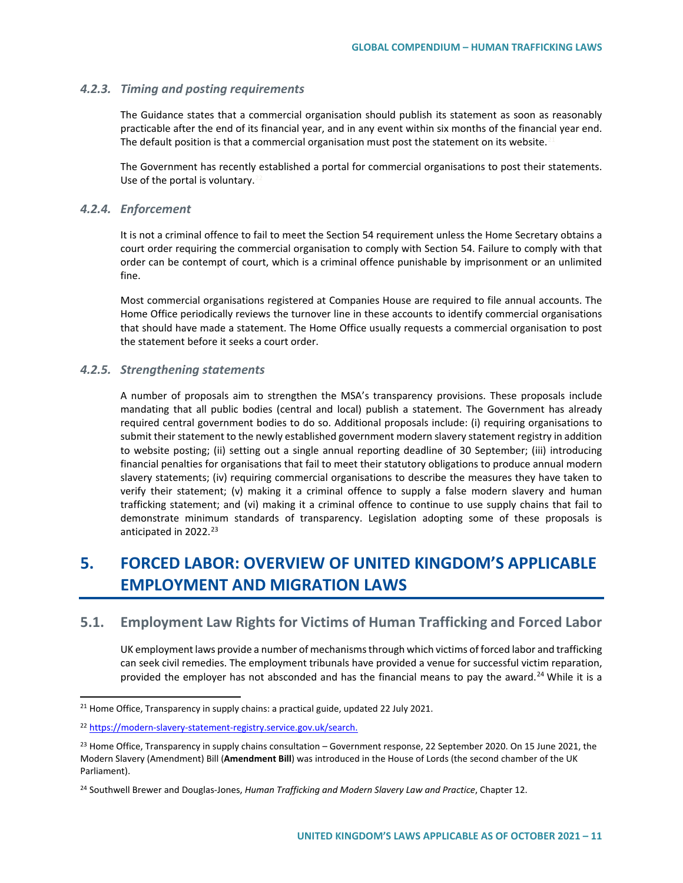#### 4.2.3. Timing and posting requirements

The Guidance states that a commercial organisation should publish its statement as soon as reasonably practicable after the end of its financial year, and in any event within six months of the financial year end. The default position is that a commercial organisation must post the statement on its website.[21]

The Government has recently established a portal for commercial organisations to post their statements. Use of the portal is voluntary.[22]

#### 4.2.4. Enforcement

It is not a criminal offence to fail to meet the Section 54 requirement unless the Home Secretary obtains a court order requiring the commercial organisation to comply with Section 54. Failure to comply with that order can be contempt of court, which is a criminal offence punishable by imprisonment or an unlimited fine.

Most commercial organisations registered at Companies House are required to file annual accounts. The Home Office periodically reviews the turnover line in these accounts to identify commercial organisations that should have made a statement. The Home Office usually requests a commercial organisation to post the statement before it seeks a court order.

#### 4.2.5. Strengthening statements

A number of proposals aim to strengthen the MSA's transparency provisions. These proposals include mandating that all public bodies (central and local) publish a statement. The Government has already required central government bodies to do so. Additional proposals include: (i) requiring organisations to submit their statement to the newly established government modern slavery statement registry in addition to website posting; (ii) setting out a single annual reporting deadline of 30 September; (iii) introducing financial penalties for organisations that fail to meet their statutory obligations to produce annual modern slavery statements; (iv) requiring commercial organisations to describe the measures they have taken to verify their statement; (v) making it a criminal offence to supply a false modern slavery and human trafficking statement; and (vi) making it a criminal offence to continue to use supply chains that fail to demonstrate minimum standards of transparency. Legislation adopting some of these proposals is anticipated in 2022.[23]

# 5. FORCED LABOR: OVERVIEW OF UNITED KINGDOM'S APPLICABLE EMPLOYMENT AND MIGRATION LAWS

## 5.1. Employment Law Rights for Victims of Human Trafficking and Forced Labor

UK employment laws provide a number of mechanisms through which victims of forced labor and trafficking can seek civil remedies. The employment tribunals have provided a venue for successful victim reparation, provided the employer has not absconded and has the financial means to pay the award.[24] While it is a

---

[21] Home Office, Transparency in supply chains: a practical guide, updated 22 July 2021.

[22] https://modern-slavery-statement-registry.service.gov.uk/search.

[23] Home Office, Transparency in supply chains consultation – Government response, 22 September 2020. On 15 June 2021, the Modern Slavery (Amendment) Bill (**Amendment Bill**) was introduced in the House of Lords (the second chamber of the UK Parliament).

[24] Southwell Brewer and Douglas-Jones, *Human Trafficking and Modern Slavery Law and Practice*, Chapter 12.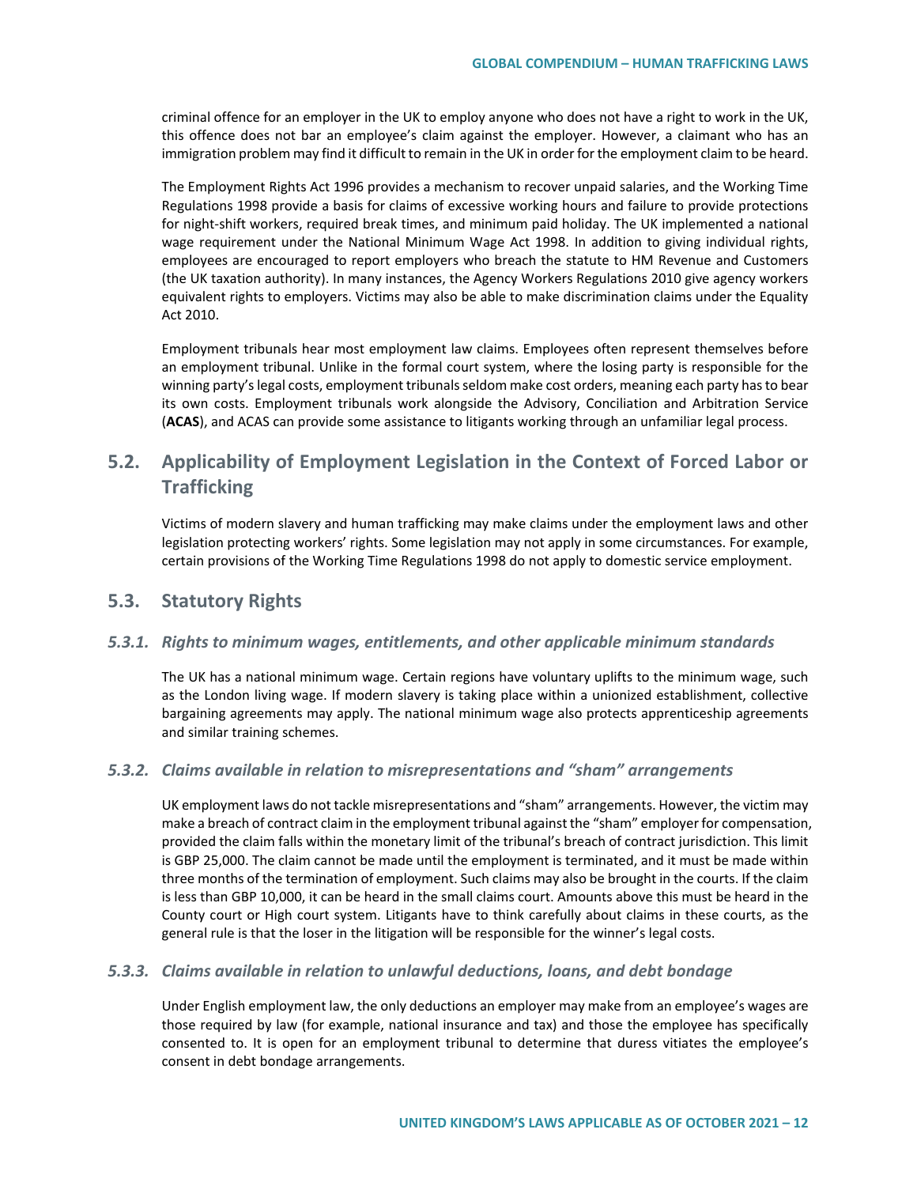criminal offence for an employer in the UK to employ anyone who does not have a right to work in the UK, this offence does not bar an employee's claim against the employer. However, a claimant who has an immigration problem may find it difficult to remain in the UK in order for the employment claim to be heard.

The Employment Rights Act 1996 provides a mechanism to recover unpaid salaries, and the Working Time Regulations 1998 provide a basis for claims of excessive working hours and failure to provide protections for night-shift workers, required break times, and minimum paid holiday. The UK implemented a national wage requirement under the National Minimum Wage Act 1998. In addition to giving individual rights, employees are encouraged to report employers who breach the statute to HM Revenue and Customers (the UK taxation authority). In many instances, the Agency Workers Regulations 2010 give agency workers equivalent rights to employers. Victims may also be able to make discrimination claims under the Equality Act 2010.

Employment tribunals hear most employment law claims. Employees often represent themselves before an employment tribunal. Unlike in the formal court system, where the losing party is responsible for the winning party's legal costs, employment tribunals seldom make cost orders, meaning each party has to bear its own costs. Employment tribunals work alongside the Advisory, Conciliation and Arbitration Service (**ACAS**), and ACAS can provide some assistance to litigants working through an unfamiliar legal process.

## 5.2. Applicability of Employment Legislation in the Context of Forced Labor or Trafficking

Victims of modern slavery and human trafficking may make claims under the employment laws and other legislation protecting workers' rights. Some legislation may not apply in some circumstances. For example, certain provisions of the Working Time Regulations 1998 do not apply to domestic service employment.

## 5.3. Statutory Rights

### *5.3.1. Rights to minimum wages, entitlements, and other applicable minimum standards*

The UK has a national minimum wage. Certain regions have voluntary uplifts to the minimum wage, such as the London living wage. If modern slavery is taking place within a unionized establishment, collective bargaining agreements may apply. The national minimum wage also protects apprenticeship agreements and similar training schemes.

### *5.3.2. Claims available in relation to misrepresentations and "sham" arrangements*

UK employment laws do not tackle misrepresentations and "sham" arrangements. However, the victim may make a breach of contract claim in the employment tribunal against the "sham" employer for compensation, provided the claim falls within the monetary limit of the tribunal's breach of contract jurisdiction. This limit is GBP 25,000. The claim cannot be made until the employment is terminated, and it must be made within three months of the termination of employment. Such claims may also be brought in the courts. If the claim is less than GBP 10,000, it can be heard in the small claims court. Amounts above this must be heard in the County court or High court system. Litigants have to think carefully about claims in these courts, as the general rule is that the loser in the litigation will be responsible for the winner's legal costs.

### *5.3.3. Claims available in relation to unlawful deductions, loans, and debt bondage*

Under English employment law, the only deductions an employer may make from an employee's wages are those required by law (for example, national insurance and tax) and those the employee has specifically consented to. It is open for an employment tribunal to determine that duress vitiates the employee's consent in debt bondage arrangements.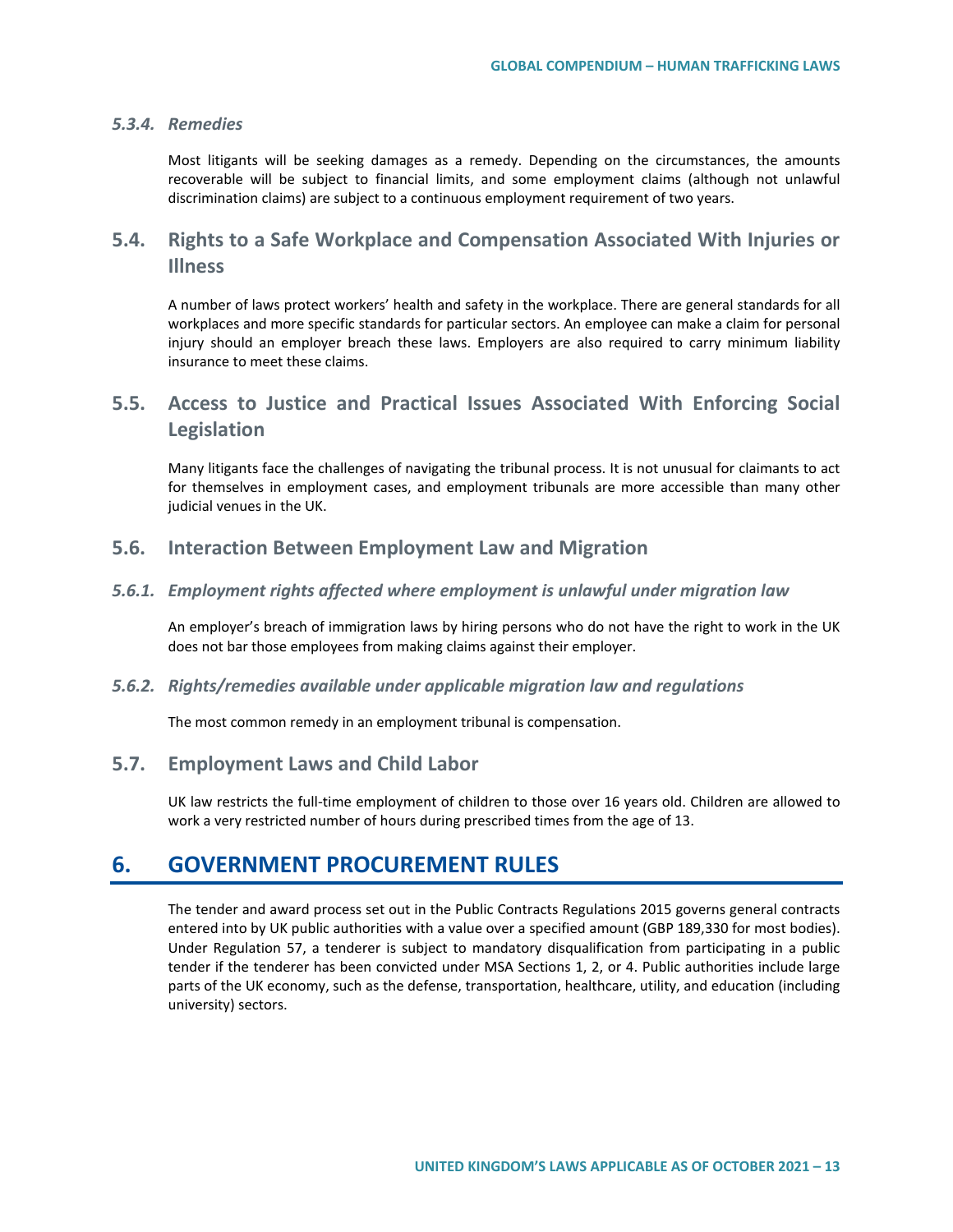#### *5.3.4. Remedies*

Most litigants will be seeking damages as a remedy. Depending on the circumstances, the amounts recoverable will be subject to financial limits, and some employment claims (although not unlawful discrimination claims) are subject to a continuous employment requirement of two years.

### 5.4. Rights to a Safe Workplace and Compensation Associated With Injuries or Illness

A number of laws protect workers' health and safety in the workplace. There are general standards for all workplaces and more specific standards for particular sectors. An employee can make a claim for personal injury should an employer breach these laws. Employers are also required to carry minimum liability insurance to meet these claims.

### 5.5. Access to Justice and Practical Issues Associated With Enforcing Social Legislation

Many litigants face the challenges of navigating the tribunal process. It is not unusual for claimants to act for themselves in employment cases, and employment tribunals are more accessible than many other judicial venues in the UK.

### 5.6. Interaction Between Employment Law and Migration

#### *5.6.1. Employment rights affected where employment is unlawful under migration law*

An employer's breach of immigration laws by hiring persons who do not have the right to work in the UK does not bar those employees from making claims against their employer.

#### *5.6.2. Rights/remedies available under applicable migration law and regulations*

The most common remedy in an employment tribunal is compensation.

### 5.7. Employment Laws and Child Labor

UK law restricts the full-time employment of children to those over 16 years old. Children are allowed to work a very restricted number of hours during prescribed times from the age of 13.

## 6. GOVERNMENT PROCUREMENT RULES

The tender and award process set out in the Public Contracts Regulations 2015 governs general contracts entered into by UK public authorities with a value over a specified amount (GBP 189,330 for most bodies). Under Regulation 57, a tenderer is subject to mandatory disqualification from participating in a public tender if the tenderer has been convicted under MSA Sections 1, 2, or 4. Public authorities include large parts of the UK economy, such as the defense, transportation, healthcare, utility, and education (including university) sectors.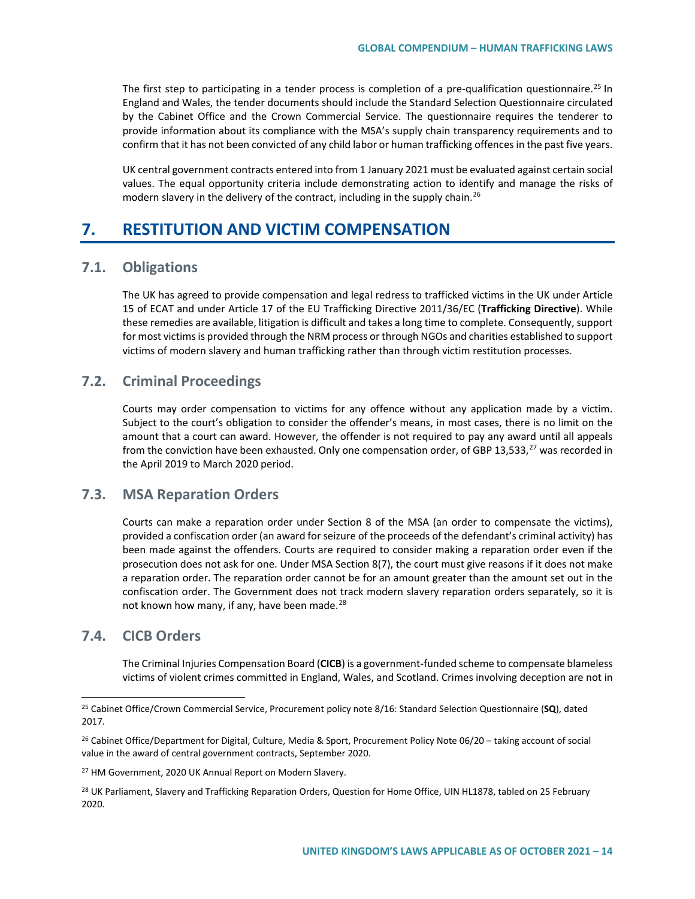The first step to participating in a tender process is completion of a pre-qualification questionnaire.[25] In England and Wales, the tender documents should include the Standard Selection Questionnaire circulated by the Cabinet Office and the Crown Commercial Service. The questionnaire requires the tenderer to provide information about its compliance with the MSA's supply chain transparency requirements and to confirm that it has not been convicted of any child labor or human trafficking offences in the past five years.

UK central government contracts entered into from 1 January 2021 must be evaluated against certain social values. The equal opportunity criteria include demonstrating action to identify and manage the risks of modern slavery in the delivery of the contract, including in the supply chain.[26]

# 7. RESTITUTION AND VICTIM COMPENSATION

## 7.1. Obligations

The UK has agreed to provide compensation and legal redress to trafficked victims in the UK under Article 15 of ECAT and under Article 17 of the EU Trafficking Directive 2011/36/EC (**Trafficking Directive**). While these remedies are available, litigation is difficult and takes a long time to complete. Consequently, support for most victims is provided through the NRM process or through NGOs and charities established to support victims of modern slavery and human trafficking rather than through victim restitution processes.

## 7.2. Criminal Proceedings

Courts may order compensation to victims for any offence without any application made by a victim. Subject to the court's obligation to consider the offender's means, in most cases, there is no limit on the amount that a court can award. However, the offender is not required to pay any award until all appeals from the conviction have been exhausted. Only one compensation order, of GBP 13,533,[27] was recorded in the April 2019 to March 2020 period.

## 7.3. MSA Reparation Orders

Courts can make a reparation order under Section 8 of the MSA (an order to compensate the victims), provided a confiscation order (an award for seizure of the proceeds of the defendant's criminal activity) has been made against the offenders. Courts are required to consider making a reparation order even if the prosecution does not ask for one. Under MSA Section 8(7), the court must give reasons if it does not make a reparation order. The reparation order cannot be for an amount greater than the amount set out in the confiscation order. The Government does not track modern slavery reparation orders separately, so it is not known how many, if any, have been made.[28]

## 7.4. CICB Orders

The Criminal Injuries Compensation Board (**CICB**) is a government-funded scheme to compensate blameless victims of violent crimes committed in England, Wales, and Scotland. Crimes involving deception are not in

---

[25] Cabinet Office/Crown Commercial Service, Procurement policy note 8/16: Standard Selection Questionnaire (**SQ**), dated 2017.

[26] Cabinet Office/Department for Digital, Culture, Media & Sport, Procurement Policy Note 06/20 – taking account of social value in the award of central government contracts, September 2020.

[27] HM Government, 2020 UK Annual Report on Modern Slavery.

[28] UK Parliament, Slavery and Trafficking Reparation Orders, Question for Home Office, UIN HL1878, tabled on 25 February 2020.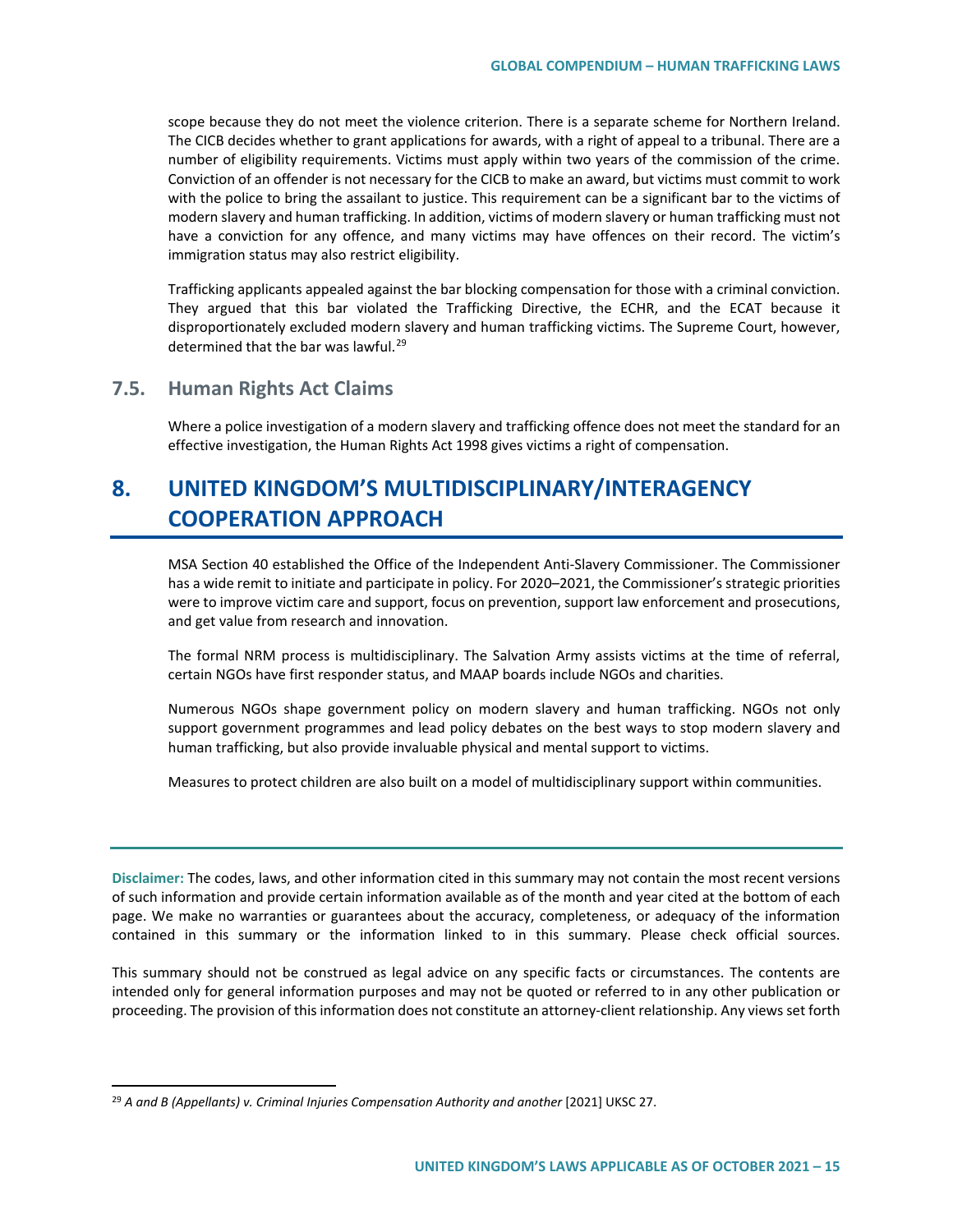scope because they do not meet the violence criterion. There is a separate scheme for Northern Ireland. The CICB decides whether to grant applications for awards, with a right of appeal to a tribunal. There are a number of eligibility requirements. Victims must apply within two years of the commission of the crime. Conviction of an offender is not necessary for the CICB to make an award, but victims must commit to work with the police to bring the assailant to justice. This requirement can be a significant bar to the victims of modern slavery and human trafficking. In addition, victims of modern slavery or human trafficking must not have a conviction for any offence, and many victims may have offences on their record. The victim's immigration status may also restrict eligibility.

Trafficking applicants appealed against the bar blocking compensation for those with a criminal conviction. They argued that this bar violated the Trafficking Directive, the ECHR, and the ECAT because it disproportionately excluded modern slavery and human trafficking victims. The Supreme Court, however, determined that the bar was lawful.[29]

### 7.5. Human Rights Act Claims

Where a police investigation of a modern slavery and trafficking offence does not meet the standard for an effective investigation, the Human Rights Act 1998 gives victims a right of compensation.

## 8. UNITED KINGDOM'S MULTIDISCIPLINARY/INTERAGENCY COOPERATION APPROACH

MSA Section 40 established the Office of the Independent Anti-Slavery Commissioner. The Commissioner has a wide remit to initiate and participate in policy. For 2020–2021, the Commissioner's strategic priorities were to improve victim care and support, focus on prevention, support law enforcement and prosecutions, and get value from research and innovation.

The formal NRM process is multidisciplinary. The Salvation Army assists victims at the time of referral, certain NGOs have first responder status, and MAAP boards include NGOs and charities.

Numerous NGOs shape government policy on modern slavery and human trafficking. NGOs not only support government programmes and lead policy debates on the best ways to stop modern slavery and human trafficking, but also provide invaluable physical and mental support to victims.

Measures to protect children are also built on a model of multidisciplinary support within communities.

---

**Disclaimer:** The codes, laws, and other information cited in this summary may not contain the most recent versions of such information and provide certain information available as of the month and year cited at the bottom of each page. We make no warranties or guarantees about the accuracy, completeness, or adequacy of the information contained in this summary or the information linked to in this summary. Please check official sources.

This summary should not be construed as legal advice on any specific facts or circumstances. The contents are intended only for general information purposes and may not be quoted or referred to in any other publication or proceeding. The provision of this information does not constitute an attorney-client relationship. Any views set forth

---

[29] *A and B (Appellants) v. Criminal Injuries Compensation Authority and another* [2021] UKSC 27.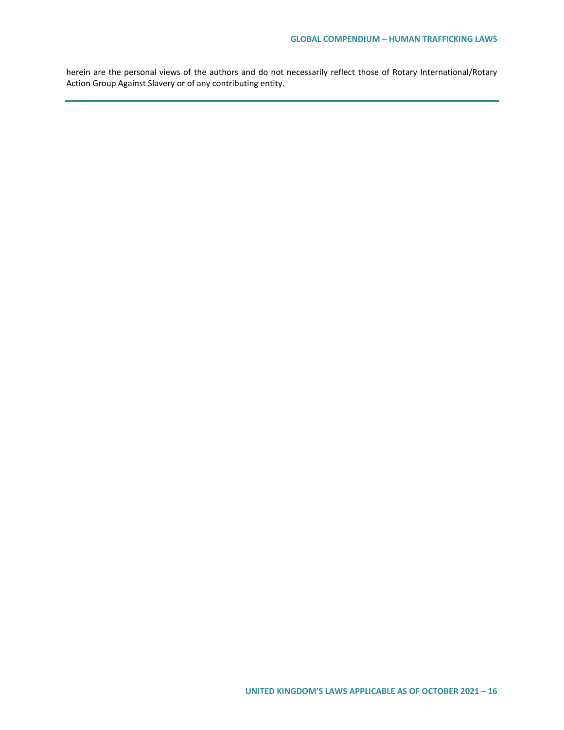herein are the personal views of the authors and do not necessarily reflect those of Rotary International/Rotary Action Group Against Slavery or of any contributing entity.

---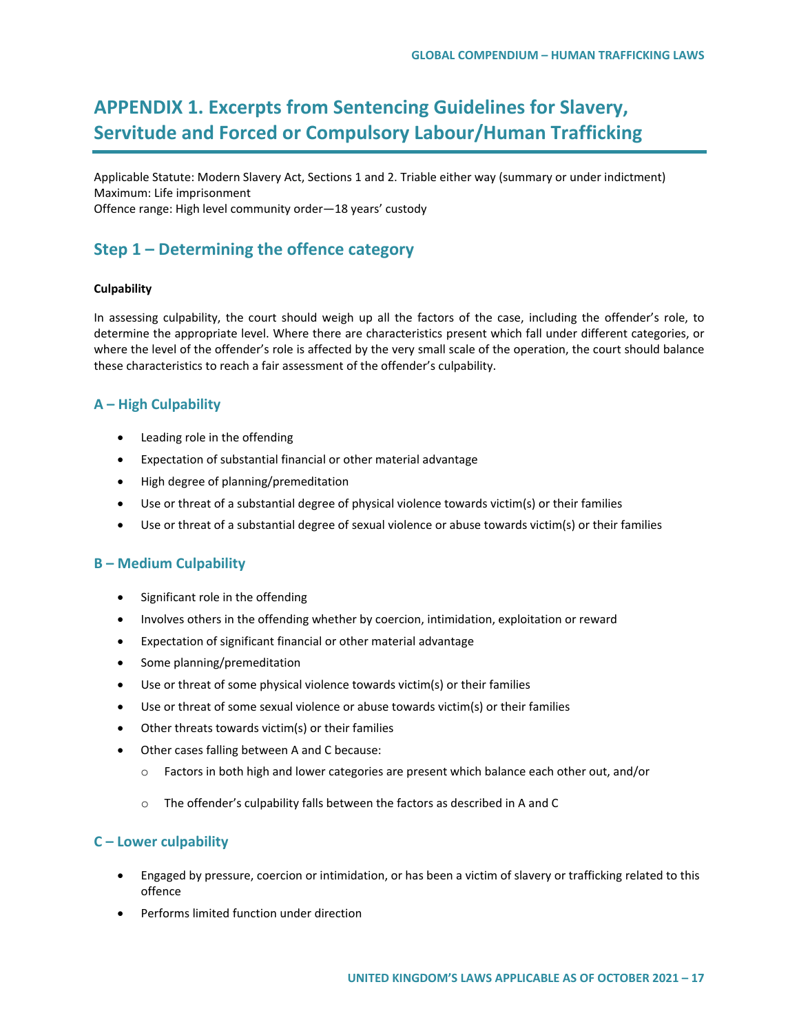# APPENDIX 1. Excerpts from Sentencing Guidelines for Slavery, Servitude and Forced or Compulsory Labour/Human Trafficking

Applicable Statute: Modern Slavery Act, Sections 1 and 2. Triable either way (summary or under indictment)
Maximum: Life imprisonment
Offence range: High level community order—18 years' custody

## Step 1 – Determining the offence category

**Culpability**

In assessing culpability, the court should weigh up all the factors of the case, including the offender's role, to determine the appropriate level. Where there are characteristics present which fall under different categories, or where the level of the offender's role is affected by the very small scale of the operation, the court should balance these characteristics to reach a fair assessment of the offender's culpability.

### A – High Culpability

- Leading role in the offending
- Expectation of substantial financial or other material advantage
- High degree of planning/premeditation
- Use or threat of a substantial degree of physical violence towards victim(s) or their families
- Use or threat of a substantial degree of sexual violence or abuse towards victim(s) or their families

### B – Medium Culpability

- Significant role in the offending
- Involves others in the offending whether by coercion, intimidation, exploitation or reward
- Expectation of significant financial or other material advantage
- Some planning/premeditation
- Use or threat of some physical violence towards victim(s) or their families
- Use or threat of some sexual violence or abuse towards victim(s) or their families
- Other threats towards victim(s) or their families
- Other cases falling between A and C because:
  - Factors in both high and lower categories are present which balance each other out, and/or
  - The offender's culpability falls between the factors as described in A and C

### C – Lower culpability

- Engaged by pressure, coercion or intimidation, or has been a victim of slavery or trafficking related to this offence
- Performs limited function under direction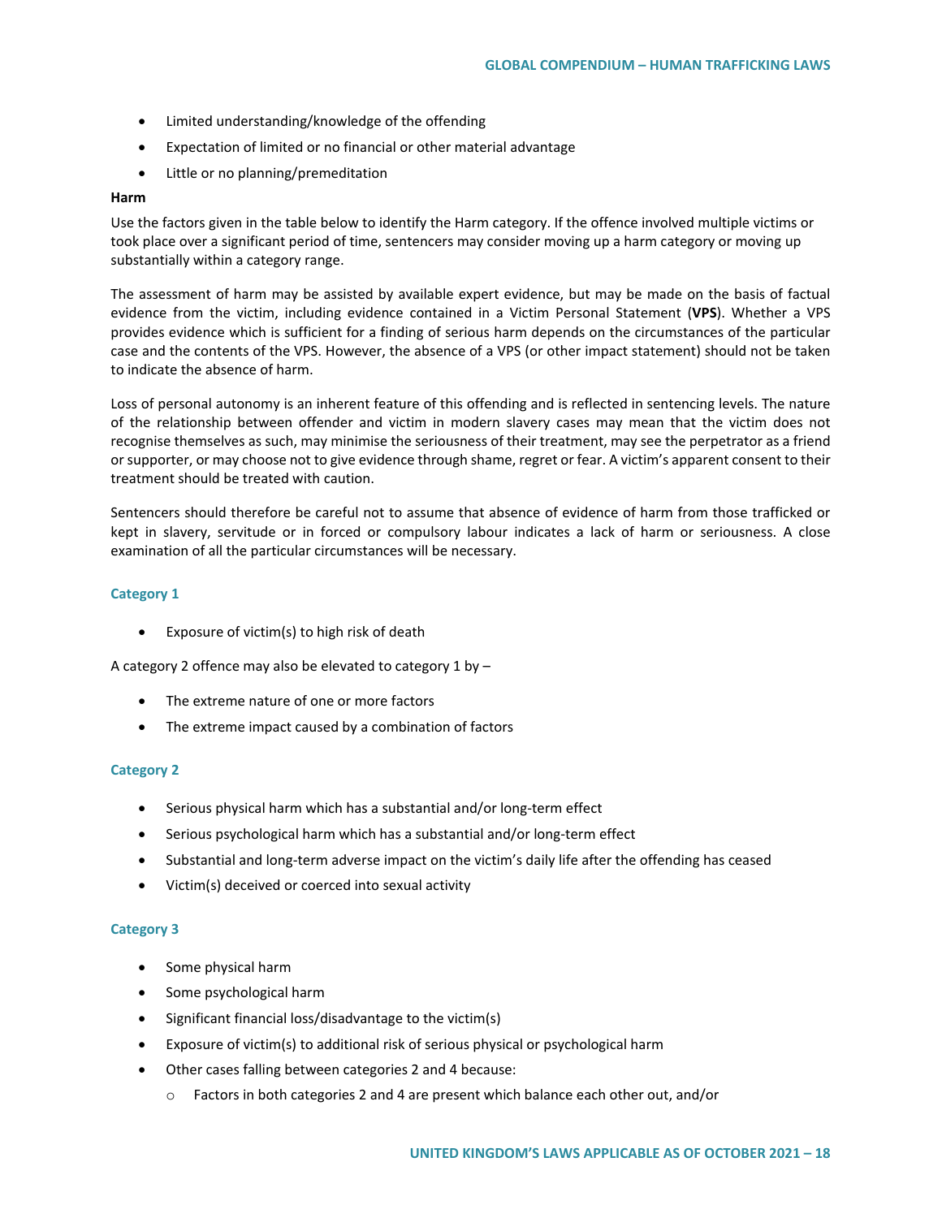- Limited understanding/knowledge of the offending
- Expectation of limited or no financial or other material advantage
- Little or no planning/premeditation

**Harm**

Use the factors given in the table below to identify the Harm category. If the offence involved multiple victims or took place over a significant period of time, sentencers may consider moving up a harm category or moving up substantially within a category range.

The assessment of harm may be assisted by available expert evidence, but may be made on the basis of factual evidence from the victim, including evidence contained in a Victim Personal Statement (**VPS**). Whether a VPS provides evidence which is sufficient for a finding of serious harm depends on the circumstances of the particular case and the contents of the VPS. However, the absence of a VPS (or other impact statement) should not be taken to indicate the absence of harm.

Loss of personal autonomy is an inherent feature of this offending and is reflected in sentencing levels. The nature of the relationship between offender and victim in modern slavery cases may mean that the victim does not recognise themselves as such, may minimise the seriousness of their treatment, may see the perpetrator as a friend or supporter, or may choose not to give evidence through shame, regret or fear. A victim's apparent consent to their treatment should be treated with caution.

Sentencers should therefore be careful not to assume that absence of evidence of harm from those trafficked or kept in slavery, servitude or in forced or compulsory labour indicates a lack of harm or seriousness. A close examination of all the particular circumstances will be necessary.

#### Category 1

- Exposure of victim(s) to high risk of death

A category 2 offence may also be elevated to category 1 by –

- The extreme nature of one or more factors
- The extreme impact caused by a combination of factors

#### Category 2

- Serious physical harm which has a substantial and/or long-term effect
- Serious psychological harm which has a substantial and/or long-term effect
- Substantial and long-term adverse impact on the victim's daily life after the offending has ceased
- Victim(s) deceived or coerced into sexual activity

#### Category 3

- Some physical harm
- Some psychological harm
- Significant financial loss/disadvantage to the victim(s)
- Exposure of victim(s) to additional risk of serious physical or psychological harm
- Other cases falling between categories 2 and 4 because:
  - Factors in both categories 2 and 4 are present which balance each other out, and/or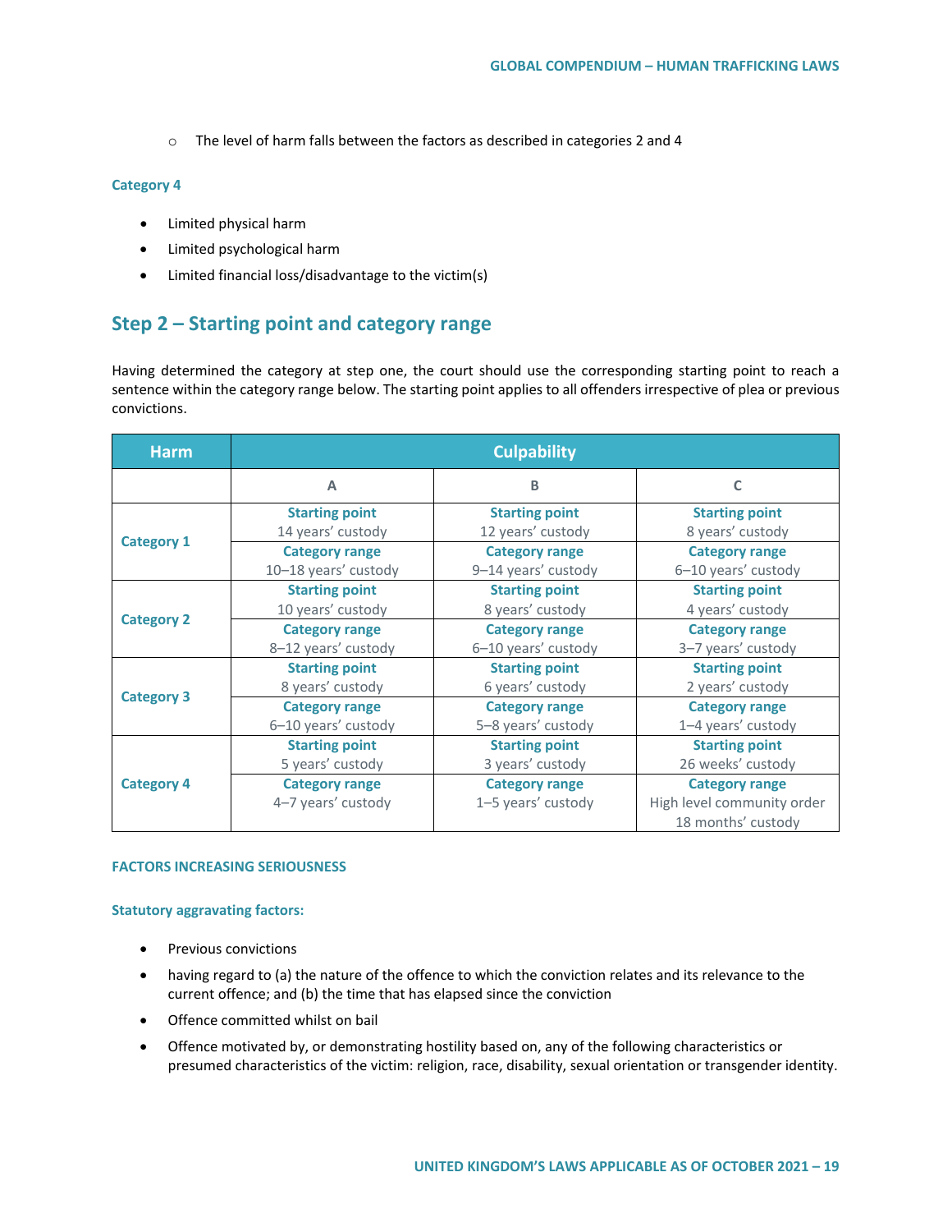- The level of harm falls between the factors as described in categories 2 and 4

### Category 4

- Limited physical harm
- Limited psychological harm
- Limited financial loss/disadvantage to the victim(s)

## Step 2 – Starting point and category range

Having determined the category at step one, the court should use the corresponding starting point to reach a sentence within the category range below. The starting point applies to all offenders irrespective of plea or previous convictions.

| Harm | Culpability | | |
|---|---|---|---|
| | A | B | C |
| Category 1 | **Starting point** 14 years' custody | **Starting point** 12 years' custody | **Starting point** 8 years' custody |
| | **Category range** 10–18 years' custody | **Category range** 9–14 years' custody | **Category range** 6–10 years' custody |
| Category 2 | **Starting point** 10 years' custody | **Starting point** 8 years' custody | **Starting point** 4 years' custody |
| | **Category range** 8–12 years' custody | **Category range** 6–10 years' custody | **Category range** 3–7 years' custody |
| Category 3 | **Starting point** 8 years' custody | **Starting point** 6 years' custody | **Starting point** 2 years' custody |
| | **Category range** 6–10 years' custody | **Category range** 5–8 years' custody | **Category range** 1–4 years' custody |
| Category 4 | **Starting point** 5 years' custody | **Starting point** 3 years' custody | **Starting point** 26 weeks' custody |
| | **Category range** 4–7 years' custody | **Category range** 1–5 years' custody | **Category range** High level community order 18 months' custody |

### FACTORS INCREASING SERIOUSNESS

### Statutory aggravating factors:

- Previous convictions
- having regard to (a) the nature of the offence to which the conviction relates and its relevance to the current offence; and (b) the time that has elapsed since the conviction
- Offence committed whilst on bail
- Offence motivated by, or demonstrating hostility based on, any of the following characteristics or presumed characteristics of the victim: religion, race, disability, sexual orientation or transgender identity.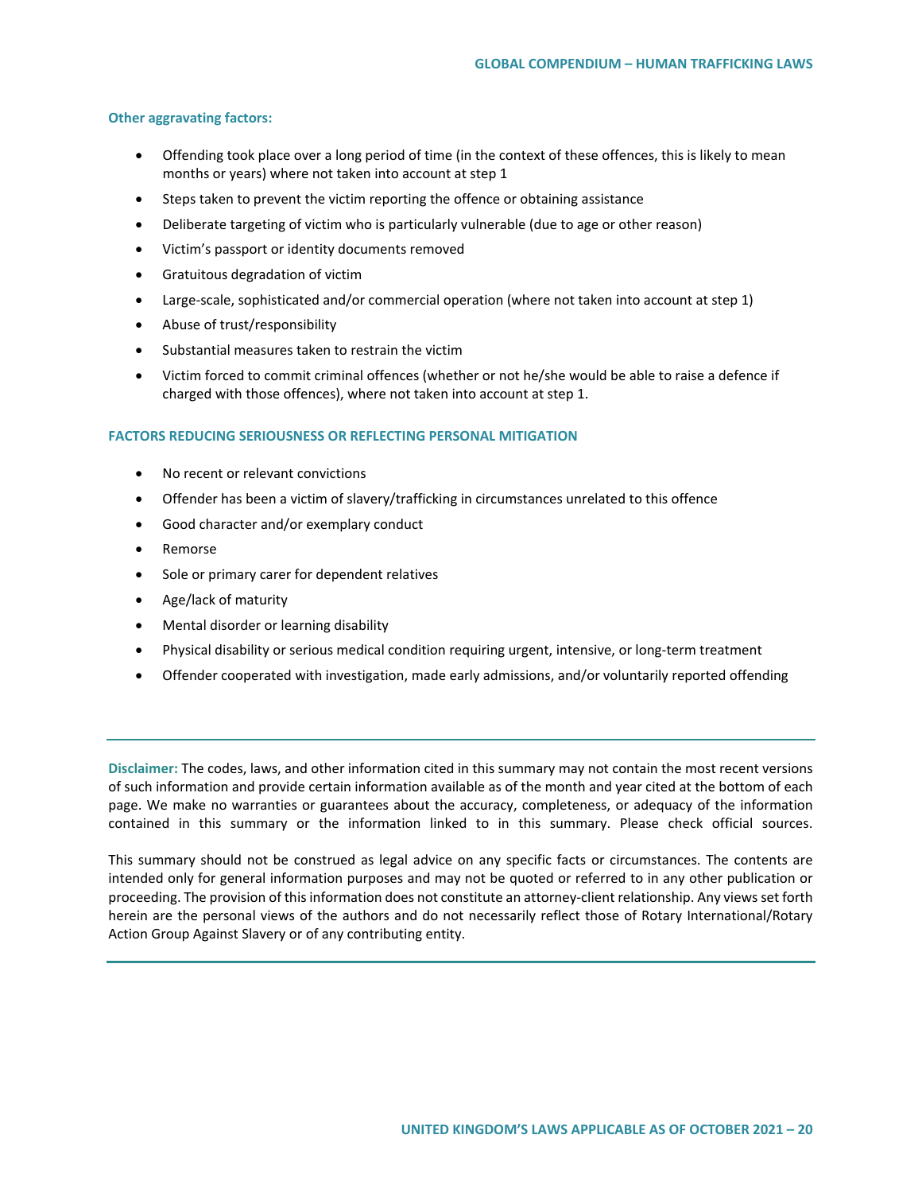**Other aggravating factors:**

- Offending took place over a long period of time (in the context of these offences, this is likely to mean months or years) where not taken into account at step 1
- Steps taken to prevent the victim reporting the offence or obtaining assistance
- Deliberate targeting of victim who is particularly vulnerable (due to age or other reason)
- Victim's passport or identity documents removed
- Gratuitous degradation of victim
- Large-scale, sophisticated and/or commercial operation (where not taken into account at step 1)
- Abuse of trust/responsibility
- Substantial measures taken to restrain the victim
- Victim forced to commit criminal offences (whether or not he/she would be able to raise a defence if charged with those offences), where not taken into account at step 1.

### FACTORS REDUCING SERIOUSNESS OR REFLECTING PERSONAL MITIGATION

- No recent or relevant convictions
- Offender has been a victim of slavery/trafficking in circumstances unrelated to this offence
- Good character and/or exemplary conduct
- Remorse
- Sole or primary carer for dependent relatives
- Age/lack of maturity
- Mental disorder or learning disability
- Physical disability or serious medical condition requiring urgent, intensive, or long-term treatment
- Offender cooperated with investigation, made early admissions, and/or voluntarily reported offending

---

**Disclaimer:** The codes, laws, and other information cited in this summary may not contain the most recent versions of such information and provide certain information available as of the month and year cited at the bottom of each page. We make no warranties or guarantees about the accuracy, completeness, or adequacy of the information contained in this summary or the information linked to in this summary. Please check official sources.

This summary should not be construed as legal advice on any specific facts or circumstances. The contents are intended only for general information purposes and may not be quoted or referred to in any other publication or proceeding. The provision of this information does not constitute an attorney-client relationship. Any views set forth herein are the personal views of the authors and do not necessarily reflect those of Rotary International/Rotary Action Group Against Slavery or of any contributing entity.

---